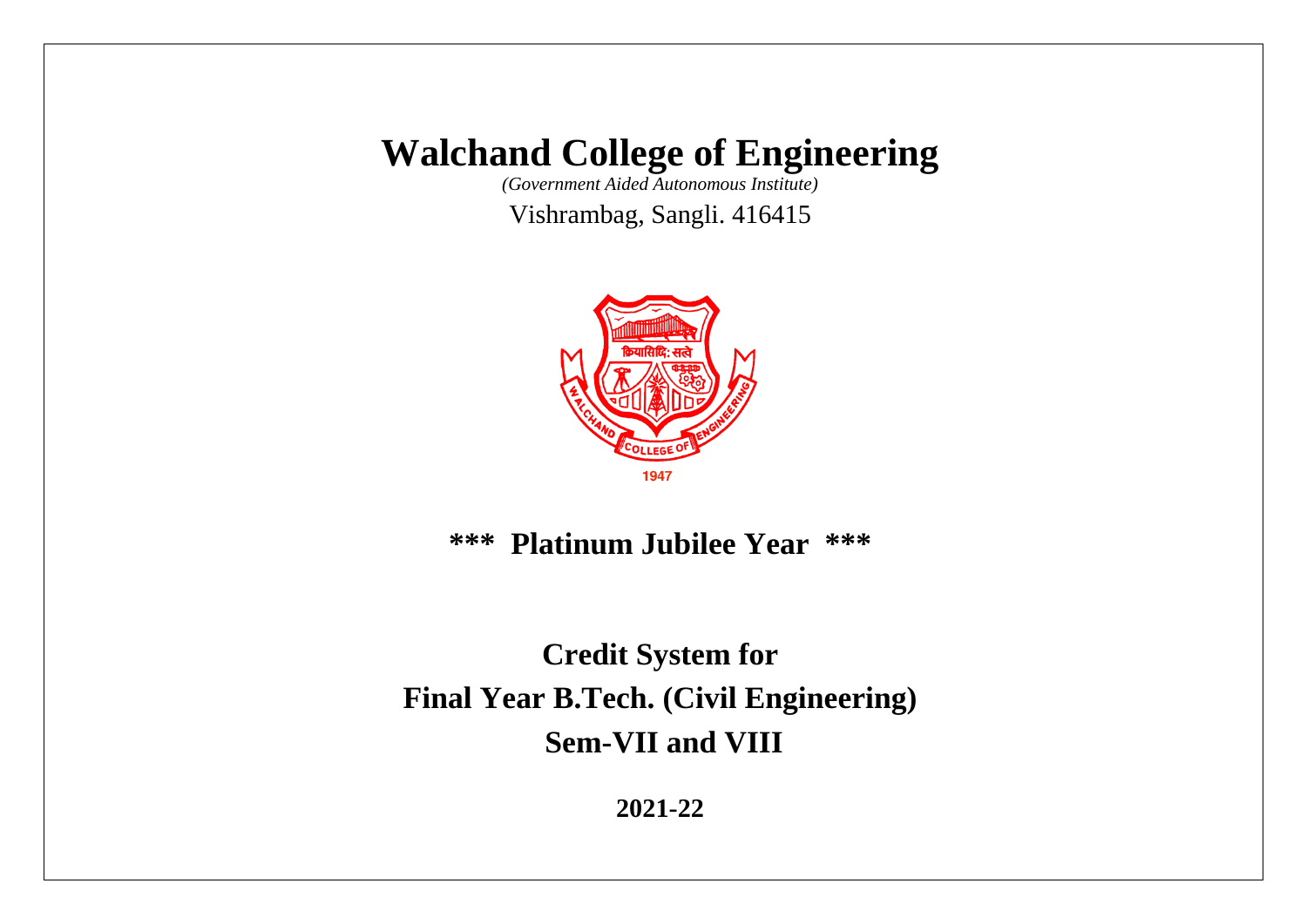# Walchand College of Engineering

*(Government Aided Autonomous Institute)*

Vishrambag, Sangli. 416415

**\*\*\* Platinum Jubilee Year \*\*\***

## Credit System for
## Final Year B.Tech. (Civil Engineering)
## Sem-VII and VIII

**2021-22**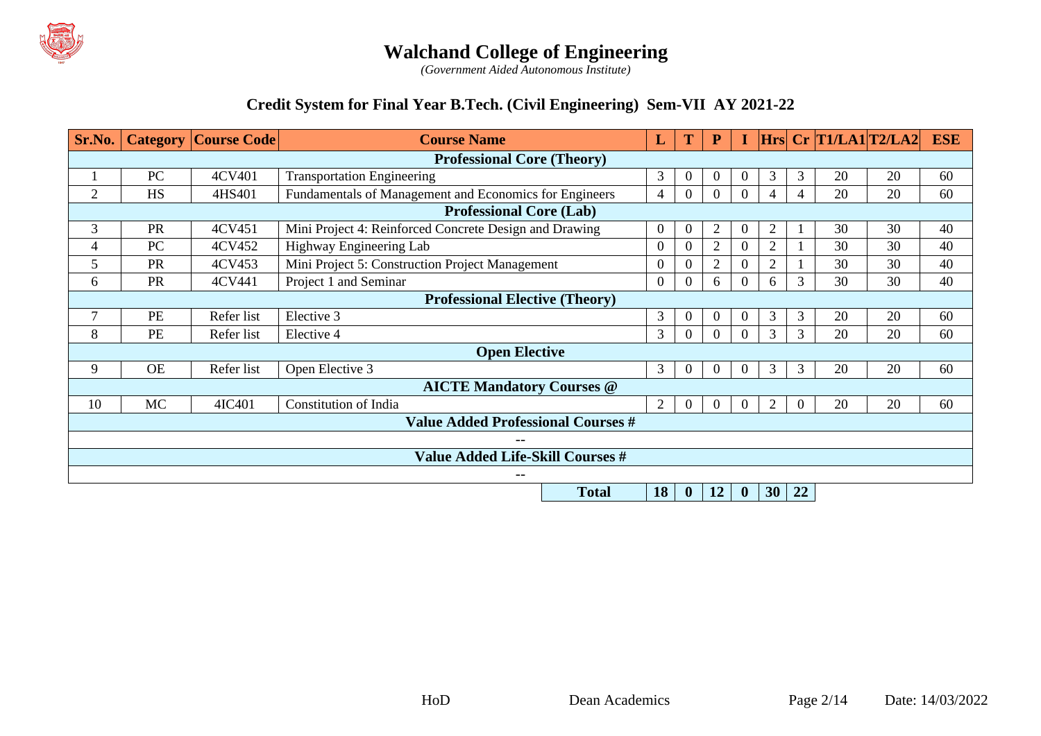# Walchand College of Engineering

*(Government Aided Autonomous Institute)*

## Credit System for Final Year B.Tech. (Civil Engineering) Sem-VII AY 2021-22

| Sr.No. | Category | Course Code | Course Name | L | T | P | I | Hrs | Cr | T1/LA1 | T2/LA2 | ESE |
|---|---|---|---|---|---|---|---|---|---|---|---|---|
| | | | **Professional Core (Theory)** | | | | | | | | | |
| 1 | PC | 4CV401 | Transportation Engineering | 3 | 0 | 0 | 0 | 3 | 3 | 20 | 20 | 60 |
| 2 | HS | 4HS401 | Fundamentals of Management and Economics for Engineers | 4 | 0 | 0 | 0 | 4 | 4 | 20 | 20 | 60 |
| | | | **Professional Core (Lab)** | | | | | | | | | |
| 3 | PR | 4CV451 | Mini Project 4: Reinforced Concrete Design and Drawing | 0 | 0 | 2 | 0 | 2 | 1 | 30 | 30 | 40 |
| 4 | PC | 4CV452 | Highway Engineering Lab | 0 | 0 | 2 | 0 | 2 | 1 | 30 | 30 | 40 |
| 5 | PR | 4CV453 | Mini Project 5: Construction Project Management | 0 | 0 | 2 | 0 | 2 | 1 | 30 | 30 | 40 |
| 6 | PR | 4CV441 | Project 1 and Seminar | 0 | 0 | 6 | 0 | 6 | 3 | 30 | 30 | 40 |
| | | | **Professional Elective (Theory)** | | | | | | | | | |
| 7 | PE | Refer list | Elective 3 | 3 | 0 | 0 | 0 | 3 | 3 | 20 | 20 | 60 |
| 8 | PE | Refer list | Elective 4 | 3 | 0 | 0 | 0 | 3 | 3 | 20 | 20 | 60 |
| | | | **Open Elective** | | | | | | | | | |
| 9 | OE | Refer list | Open Elective 3 | 3 | 0 | 0 | 0 | 3 | 3 | 20 | 20 | 60 |
| | | | **AICTE Mandatory Courses @** | | | | | | | | | |
| 10 | MC | 4IC401 | Constitution of India | 2 | 0 | 0 | 0 | 2 | 0 | 20 | 20 | 60 |
| | | | **Value Added Professional Courses #** | | | | | | | | | |
| | | | -- | | | | | | | | | |
| | | | **Value Added Life-Skill Courses #** | | | | | | | | | |
| | | | -- | | | | | | | | | |
| | | | **Total** | **18** | **0** | **12** | **0** | **30** | **22** | | | |

HoD Dean Academics Date: 14/03/2022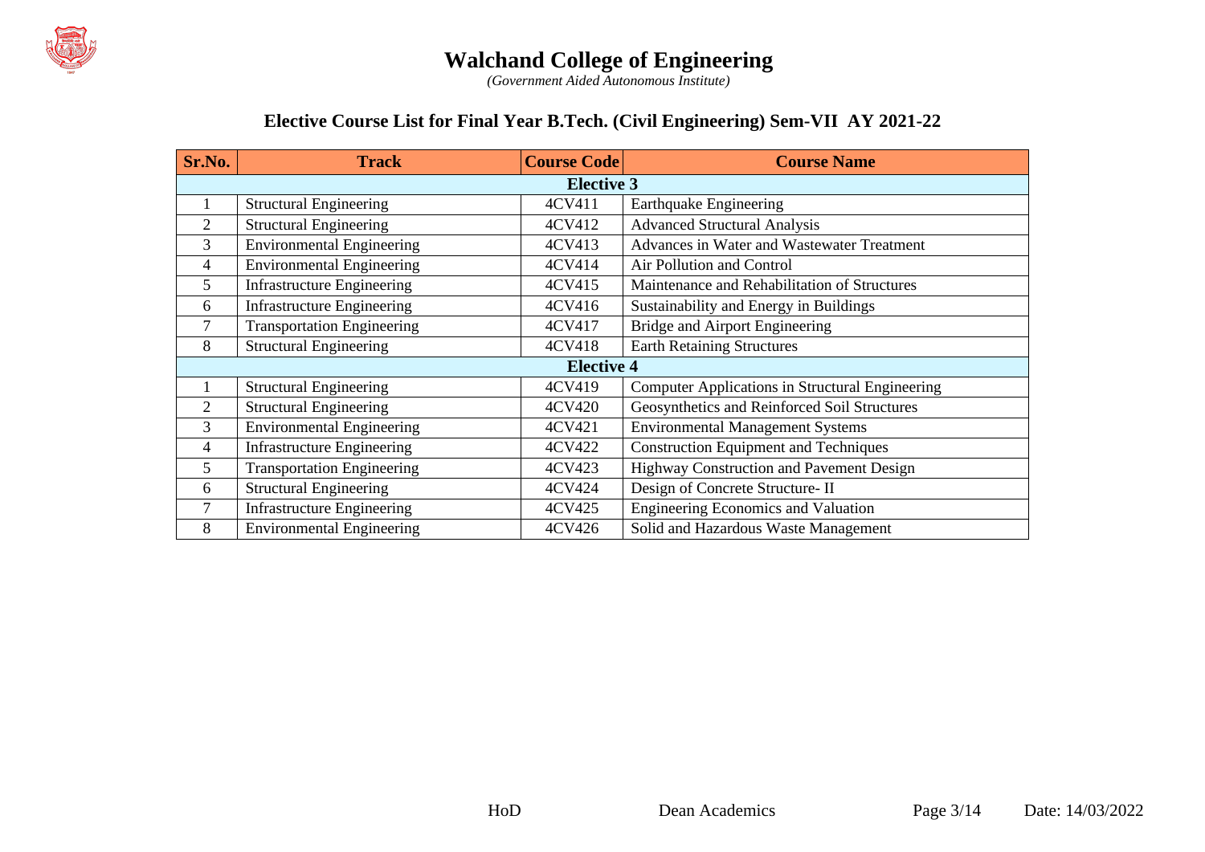# Walchand College of Engineering

*(Government Aided Autonomous Institute)*

## Elective Course List for Final Year B.Tech. (Civil Engineering) Sem-VII AY 2021-22

| Sr.No. | Track | Course Code | Course Name |
|---|---|---|---|
| **Elective 3** | | | |
| 1 | Structural Engineering | 4CV411 | Earthquake Engineering |
| 2 | Structural Engineering | 4CV412 | Advanced Structural Analysis |
| 3 | Environmental Engineering | 4CV413 | Advances in Water and Wastewater Treatment |
| 4 | Environmental Engineering | 4CV414 | Air Pollution and Control |
| 5 | Infrastructure Engineering | 4CV415 | Maintenance and Rehabilitation of Structures |
| 6 | Infrastructure Engineering | 4CV416 | Sustainability and Energy in Buildings |
| 7 | Transportation Engineering | 4CV417 | Bridge and Airport Engineering |
| 8 | Structural Engineering | 4CV418 | Earth Retaining Structures |
| **Elective 4** | | | |
| 1 | Structural Engineering | 4CV419 | Computer Applications in Structural Engineering |
| 2 | Structural Engineering | 4CV420 | Geosynthetics and Reinforced Soil Structures |
| 3 | Environmental Engineering | 4CV421 | Environmental Management Systems |
| 4 | Infrastructure Engineering | 4CV422 | Construction Equipment and Techniques |
| 5 | Transportation Engineering | 4CV423 | Highway Construction and Pavement Design |
| 6 | Structural Engineering | 4CV424 | Design of Concrete Structure- II |
| 7 | Infrastructure Engineering | 4CV425 | Engineering Economics and Valuation |
| 8 | Environmental Engineering | 4CV426 | Solid and Hazardous Waste Management |

HoD        Dean Academics        Date: 14/03/2022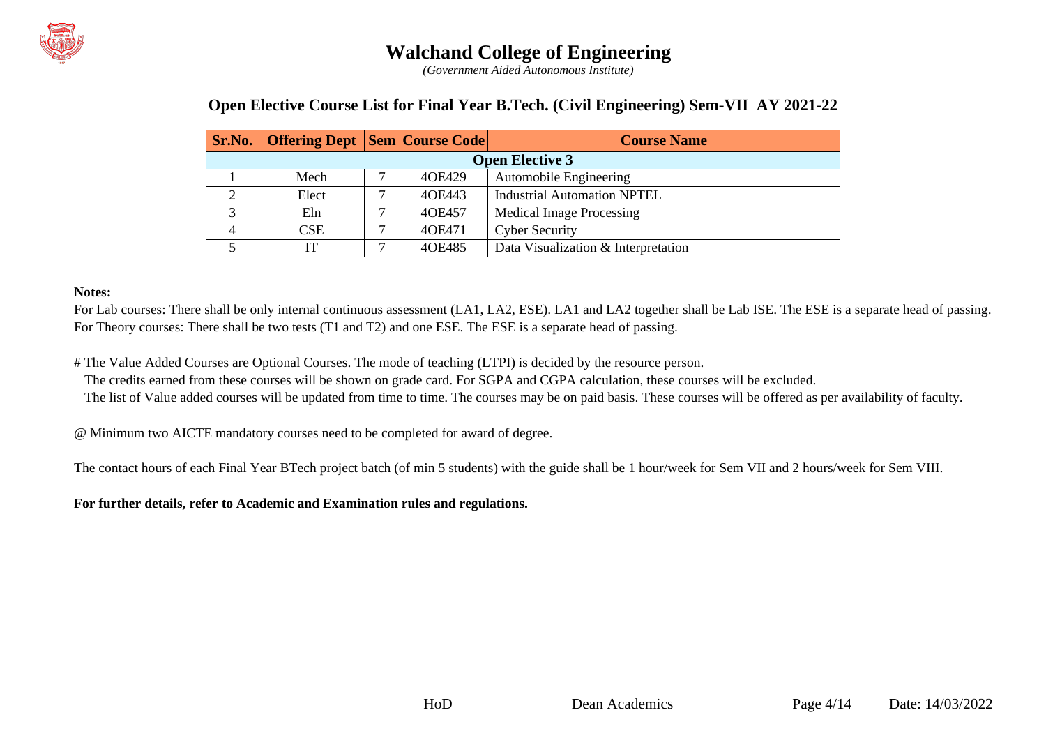# Walchand College of Engineering

*(Government Aided Autonomous Institute)*

## Open Elective Course List for Final Year B.Tech. (Civil Engineering) Sem-VII AY 2021-22

| Sr.No. | Offering Dept | Sem | Course Code | Course Name |
|---|---|---|---|---|
| **Open Elective 3** | | | | |
| 1 | Mech | 7 | 4OE429 | Automobile Engineering |
| 2 | Elect | 7 | 4OE443 | Industrial Automation NPTEL |
| 3 | Eln | 7 | 4OE457 | Medical Image Processing |
| 4 | CSE | 7 | 4OE471 | Cyber Security |
| 5 | IT | 7 | 4OE485 | Data Visualization & Interpretation |

**Notes:**

For Lab courses: There shall be only internal continuous assessment (LA1, LA2, ESE). LA1 and LA2 together shall be Lab ISE. The ESE is a separate head of passing.
For Theory courses: There shall be two tests (T1 and T2) and one ESE. The ESE is a separate head of passing.

# The Value Added Courses are Optional Courses. The mode of teaching (LTPI) is decided by the resource person.
The credits earned from these courses will be shown on grade card. For SGPA and CGPA calculation, these courses will be excluded.
The list of Value added courses will be updated from time to time. The courses may be on paid basis. These courses will be offered as per availability of faculty.

@ Minimum two AICTE mandatory courses need to be completed for award of degree.

The contact hours of each Final Year BTech project batch (of min 5 students) with the guide shall be 1 hour/week for Sem VII and 2 hours/week for Sem VIII.

**For further details, refer to Academic and Examination rules and regulations.**

HoD    Dean Academics    Date: 14/03/2022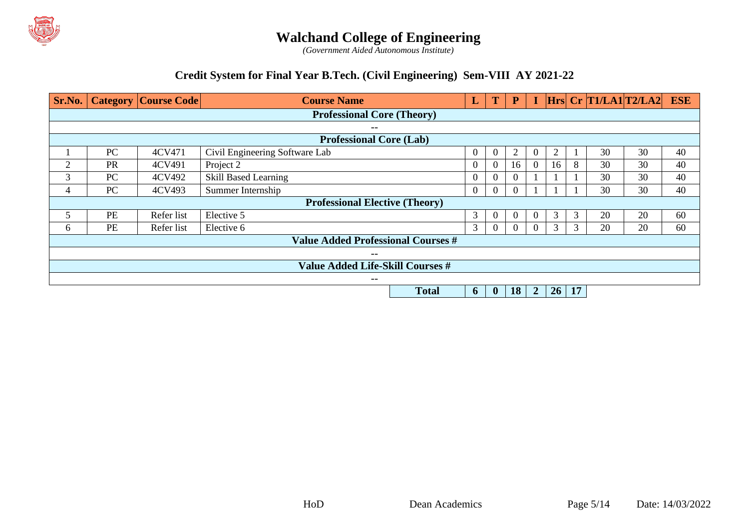# Walchand College of Engineering

*(Government Aided Autonomous Institute)*

## Credit System for Final Year B.Tech. (Civil Engineering) Sem-VIII AY 2021-22

| Sr.No. | Category | Course Code | Course Name | L | T | P | I | Hrs | Cr | T1/LA1 | T2/LA2 | ESE |
|---|---|---|---|---|---|---|---|---|---|---|---|---|
| | | | **Professional Core (Theory)** | | | | | | | | | |
| | | | -- | | | | | | | | | |
| | | | **Professional Core (Lab)** | | | | | | | | | |
| 1 | PC | 4CV471 | Civil Engineering Software Lab | 0 | 0 | 2 | 0 | 2 | 1 | 30 | 30 | 40 |
| 2 | PR | 4CV491 | Project 2 | 0 | 0 | 16 | 0 | 16 | 8 | 30 | 30 | 40 |
| 3 | PC | 4CV492 | Skill Based Learning | 0 | 0 | 0 | 1 | 1 | 1 | 30 | 30 | 40 |
| 4 | PC | 4CV493 | Summer Internship | 0 | 0 | 0 | 1 | 1 | 1 | 30 | 30 | 40 |
| | | | **Professional Elective (Theory)** | | | | | | | | | |
| 5 | PE | Refer list | Elective 5 | 3 | 0 | 0 | 0 | 3 | 3 | 20 | 20 | 60 |
| 6 | PE | Refer list | Elective 6 | 3 | 0 | 0 | 0 | 3 | 3 | 20 | 20 | 60 |
| | | | **Value Added Professional Courses #** | | | | | | | | | |
| | | | -- | | | | | | | | | |
| | | | **Value Added Life-Skill Courses #** | | | | | | | | | |
| | | | -- | | | | | | | | | |
| | | | **Total** | **6** | **0** | **18** | **2** | **26** | **17** | | | |

HoD Dean Academics Date: 14/03/2022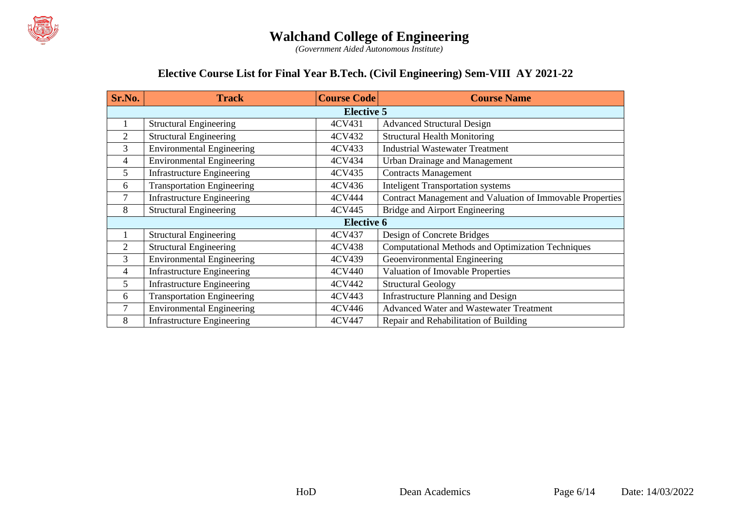# Walchand College of Engineering

*(Government Aided Autonomous Institute)*

## Elective Course List for Final Year B.Tech. (Civil Engineering) Sem-VIII AY 2021-22

| Sr.No. | Track | Course Code | Course Name |
|---|---|---|---|
| **Elective 5** | | | |
| 1 | Structural Engineering | 4CV431 | Advanced Structural Design |
| 2 | Structural Engineering | 4CV432 | Structural Health Monitoring |
| 3 | Environmental Engineering | 4CV433 | Industrial Wastewater Treatment |
| 4 | Environmental Engineering | 4CV434 | Urban Drainage and Management |
| 5 | Infrastructure Engineering | 4CV435 | Contracts Management |
| 6 | Transportation Engineering | 4CV436 | Inteligent Transportation systems |
| 7 | Infrastructure Engineering | 4CV444 | Contract Management and Valuation of Immovable Properties |
| 8 | Structural Engineering | 4CV445 | Bridge and Airport Engineering |
| **Elective 6** | | | |
| 1 | Structural Engineering | 4CV437 | Design of Concrete Bridges |
| 2 | Structural Engineering | 4CV438 | Computational Methods and Optimization Techniques |
| 3 | Environmental Engineering | 4CV439 | Geoenvironmental Engineering |
| 4 | Infrastructure Engineering | 4CV440 | Valuation of Imovable Properties |
| 5 | Infrastructure Engineering | 4CV442 | Structural Geology |
| 6 | Transportation Engineering | 4CV443 | Infrastructure Planning and Design |
| 7 | Environmental Engineering | 4CV446 | Advanced Water and Wastewater Treatment |
| 8 | Infrastructure Engineering | 4CV447 | Repair and Rehabilitation of Building |

HoD Dean Academics Date: 14/03/2022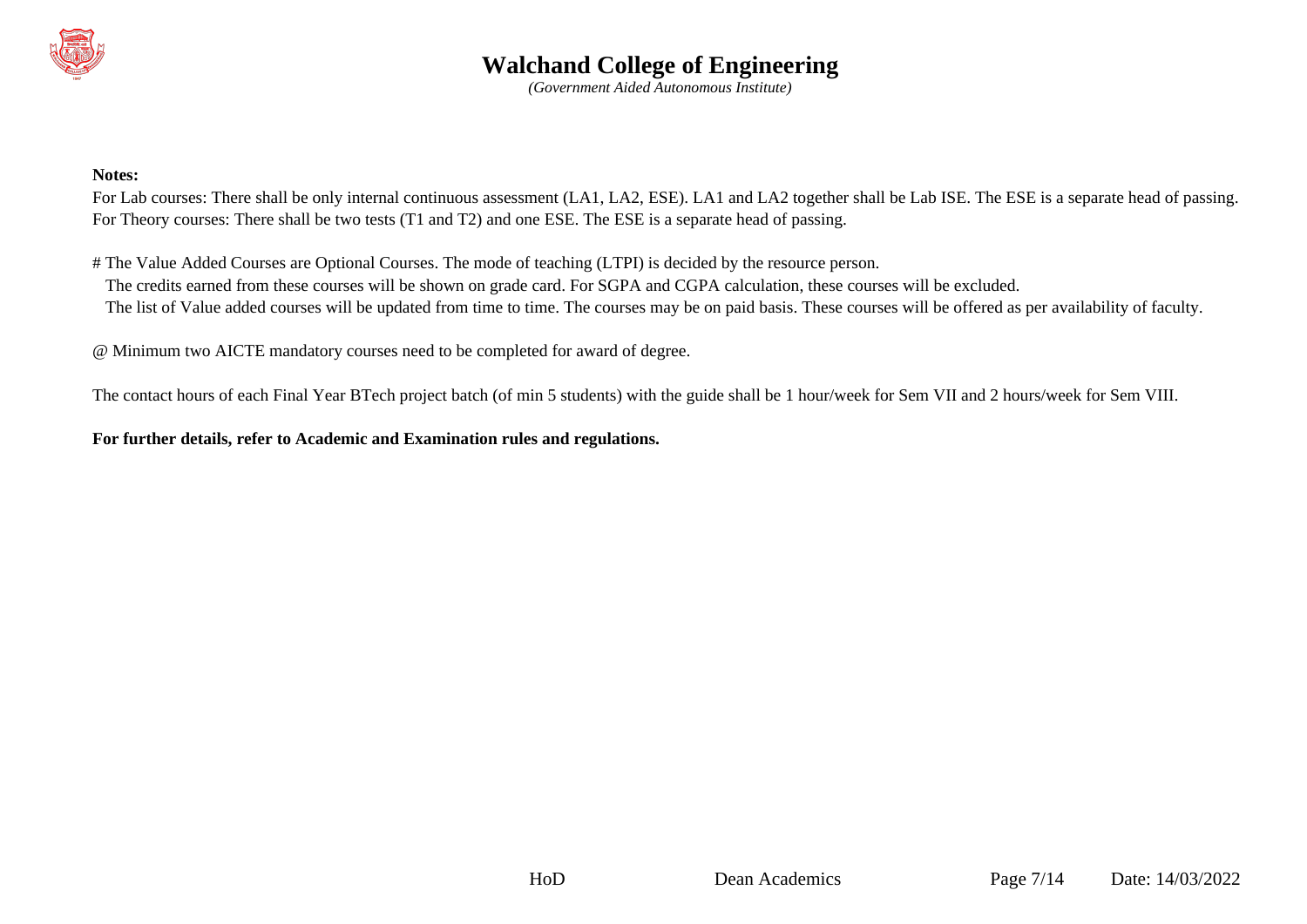**Notes:**

For Lab courses: There shall be only internal continuous assessment (LA1, LA2, ESE). LA1 and LA2 together shall be Lab ISE. The ESE is a separate head of passing.
For Theory courses: There shall be two tests (T1 and T2) and one ESE. The ESE is a separate head of passing.

# The Value Added Courses are Optional Courses. The mode of teaching (LTPI) is decided by the resource person.
The credits earned from these courses will be shown on grade card. For SGPA and CGPA calculation, these courses will be excluded.
The list of Value added courses will be updated from time to time. The courses may be on paid basis. These courses will be offered as per availability of faculty.

@ Minimum two AICTE mandatory courses need to be completed for award of degree.

The contact hours of each Final Year BTech project batch (of min 5 students) with the guide shall be 1 hour/week for Sem VII and 2 hours/week for Sem VIII.

**For further details, refer to Academic and Examination rules and regulations.**

HoD Dean Academics Date: 14/03/2022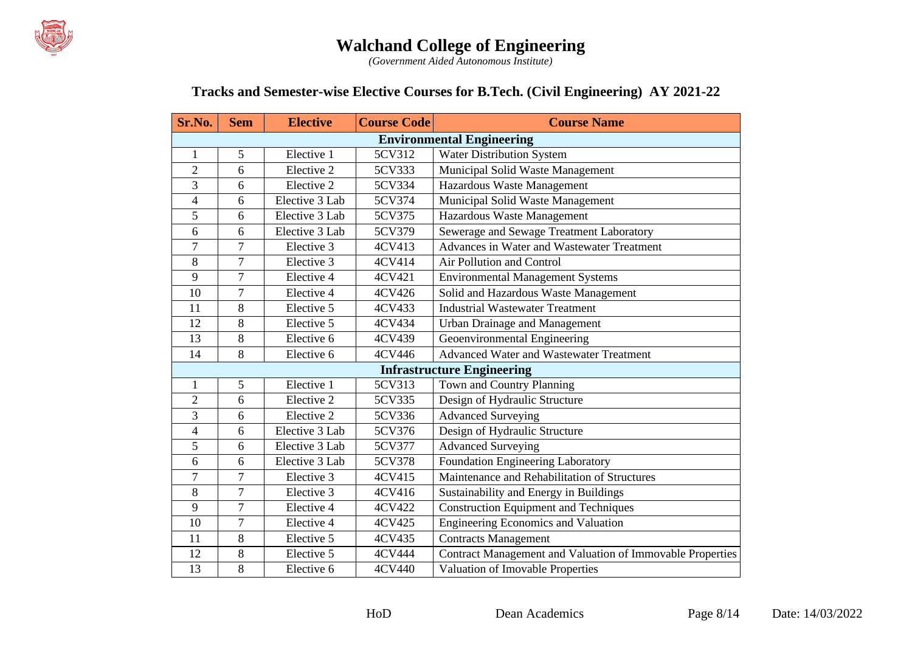# Walchand College of Engineering

*(Government Aided Autonomous Institute)*

## Tracks and Semester-wise Elective Courses for B.Tech. (Civil Engineering) AY 2021-22

| Sr.No. | Sem | Elective | Course Code | Course Name |
|---|---|---|---|---|
| **Environmental Engineering** | | | | |
| 1 | 5 | Elective 1 | 5CV312 | Water Distribution System |
| 2 | 6 | Elective 2 | 5CV333 | Municipal Solid Waste Management |
| 3 | 6 | Elective 2 | 5CV334 | Hazardous Waste Management |
| 4 | 6 | Elective 3 Lab | 5CV374 | Municipal Solid Waste Management |
| 5 | 6 | Elective 3 Lab | 5CV375 | Hazardous Waste Management |
| 6 | 6 | Elective 3 Lab | 5CV379 | Sewerage and Sewage Treatment Laboratory |
| 7 | 7 | Elective 3 | 4CV413 | Advances in Water and Wastewater Treatment |
| 8 | 7 | Elective 3 | 4CV414 | Air Pollution and Control |
| 9 | 7 | Elective 4 | 4CV421 | Environmental Management Systems |
| 10 | 7 | Elective 4 | 4CV426 | Solid and Hazardous Waste Management |
| 11 | 8 | Elective 5 | 4CV433 | Industrial Wastewater Treatment |
| 12 | 8 | Elective 5 | 4CV434 | Urban Drainage and Management |
| 13 | 8 | Elective 6 | 4CV439 | Geoenvironmental Engineering |
| 14 | 8 | Elective 6 | 4CV446 | Advanced Water and Wastewater Treatment |
| **Infrastructure Engineering** | | | | |
| 1 | 5 | Elective 1 | 5CV313 | Town and Country Planning |
| 2 | 6 | Elective 2 | 5CV335 | Design of Hydraulic Structure |
| 3 | 6 | Elective 2 | 5CV336 | Advanced Surveying |
| 4 | 6 | Elective 3 Lab | 5CV376 | Design of Hydraulic Structure |
| 5 | 6 | Elective 3 Lab | 5CV377 | Advanced Surveying |
| 6 | 6 | Elective 3 Lab | 5CV378 | Foundation Engineering Laboratory |
| 7 | 7 | Elective 3 | 4CV415 | Maintenance and Rehabilitation of Structures |
| 8 | 7 | Elective 3 | 4CV416 | Sustainability and Energy in Buildings |
| 9 | 7 | Elective 4 | 4CV422 | Construction Equipment and Techniques |
| 10 | 7 | Elective 4 | 4CV425 | Engineering Economics and Valuation |
| 11 | 8 | Elective 5 | 4CV435 | Contracts Management |
| 12 | 8 | Elective 5 | 4CV444 | Contract Management and Valuation of Immovable Properties |
| 13 | 8 | Elective 6 | 4CV440 | Valuation of Imovable Properties |

HoD Dean Academics Date: 14/03/2022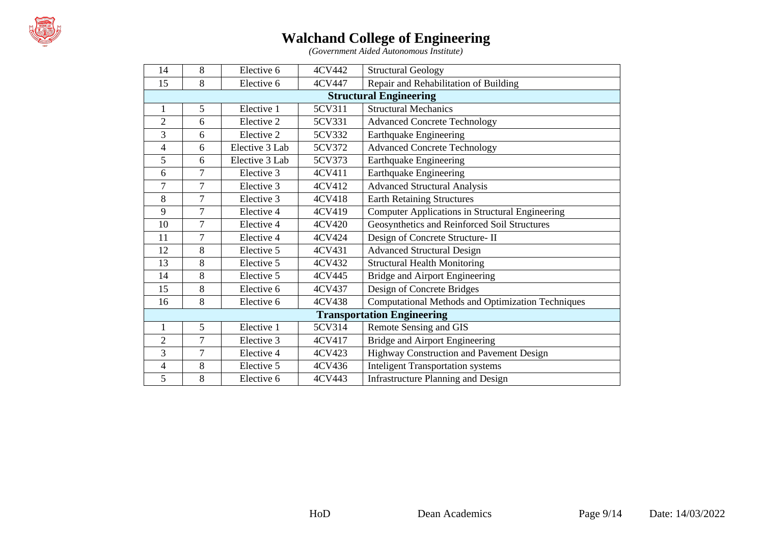# Walchand College of Engineering

*(Government Aided Autonomous Institute)*

| | | | | |
|---|---|---|---|---|
| 14 | 8 | Elective 6 | 4CV442 | Structural Geology |
| 15 | 8 | Elective 6 | 4CV447 | Repair and Rehabilitation of Building |
| **Structural Engineering** | | | | |
| 1 | 5 | Elective 1 | 5CV311 | Structural Mechanics |
| 2 | 6 | Elective 2 | 5CV331 | Advanced Concrete Technology |
| 3 | 6 | Elective 2 | 5CV332 | Earthquake Engineering |
| 4 | 6 | Elective 3 Lab | 5CV372 | Advanced Concrete Technology |
| 5 | 6 | Elective 3 Lab | 5CV373 | Earthquake Engineering |
| 6 | 7 | Elective 3 | 4CV411 | Earthquake Engineering |
| 7 | 7 | Elective 3 | 4CV412 | Advanced Structural Analysis |
| 8 | 7 | Elective 3 | 4CV418 | Earth Retaining Structures |
| 9 | 7 | Elective 4 | 4CV419 | Computer Applications in Structural Engineering |
| 10 | 7 | Elective 4 | 4CV420 | Geosynthetics and Reinforced Soil Structures |
| 11 | 7 | Elective 4 | 4CV424 | Design of Concrete Structure- II |
| 12 | 8 | Elective 5 | 4CV431 | Advanced Structural Design |
| 13 | 8 | Elective 5 | 4CV432 | Structural Health Monitoring |
| 14 | 8 | Elective 5 | 4CV445 | Bridge and Airport Engineering |
| 15 | 8 | Elective 6 | 4CV437 | Design of Concrete Bridges |
| 16 | 8 | Elective 6 | 4CV438 | Computational Methods and Optimization Techniques |
| **Transportation Engineering** | | | | |
| 1 | 5 | Elective 1 | 5CV314 | Remote Sensing and GIS |
| 2 | 7 | Elective 3 | 4CV417 | Bridge and Airport Engineering |
| 3 | 7 | Elective 4 | 4CV423 | Highway Construction and Pavement Design |
| 4 | 8 | Elective 5 | 4CV436 | Inteligent Transportation systems |
| 5 | 8 | Elective 6 | 4CV443 | Infrastructure Planning and Design |

HoD Dean Academics Date: 14/03/2022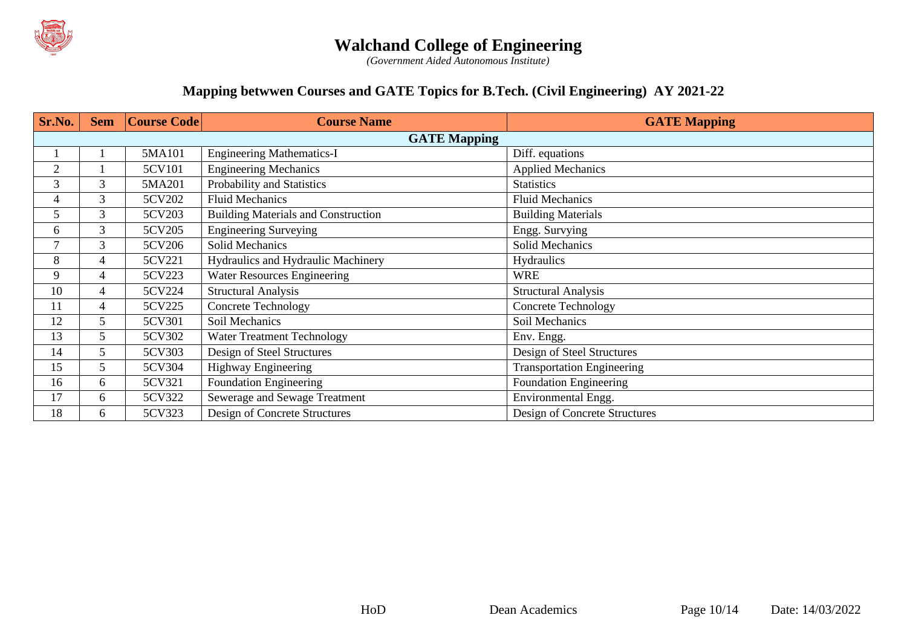# Walchand College of Engineering

*(Government Aided Autonomous Institute)*

## Mapping betwwen Courses and GATE Topics for B.Tech. (Civil Engineering) AY 2021-22

| Sr.No. | Sem | Course Code | Course Name | GATE Mapping |
|---|---|---|---|---|
| **GATE Mapping** | | | | |
| 1 | 1 | 5MA101 | Engineering Mathematics-I | Diff. equations |
| 2 | 1 | 5CV101 | Engineering Mechanics | Applied Mechanics |
| 3 | 3 | 5MA201 | Probability and Statistics | Statistics |
| 4 | 3 | 5CV202 | Fluid Mechanics | Fluid Mechanics |
| 5 | 3 | 5CV203 | Building Materials and Construction | Building Materials |
| 6 | 3 | 5CV205 | Engineering Surveying | Engg. Survying |
| 7 | 3 | 5CV206 | Solid Mechanics | Solid Mechanics |
| 8 | 4 | 5CV221 | Hydraulics and Hydraulic Machinery | Hydraulics |
| 9 | 4 | 5CV223 | Water Resources Engineering | WRE |
| 10 | 4 | 5CV224 | Structural Analysis | Structural Analysis |
| 11 | 4 | 5CV225 | Concrete Technology | Concrete Technology |
| 12 | 5 | 5CV301 | Soil Mechanics | Soil Mechanics |
| 13 | 5 | 5CV302 | Water Treatment Technology | Env. Engg. |
| 14 | 5 | 5CV303 | Design of Steel Structures | Design of Steel Structures |
| 15 | 5 | 5CV304 | Highway Engineering | Transportation Engineering |
| 16 | 6 | 5CV321 | Foundation Engineering | Foundation Engineering |
| 17 | 6 | 5CV322 | Sewerage and Sewage Treatment | Environmental Engg. |
| 18 | 6 | 5CV323 | Design of Concrete Structures | Design of Concrete Structures |

HoD          Dean Academics          Date: 14/03/2022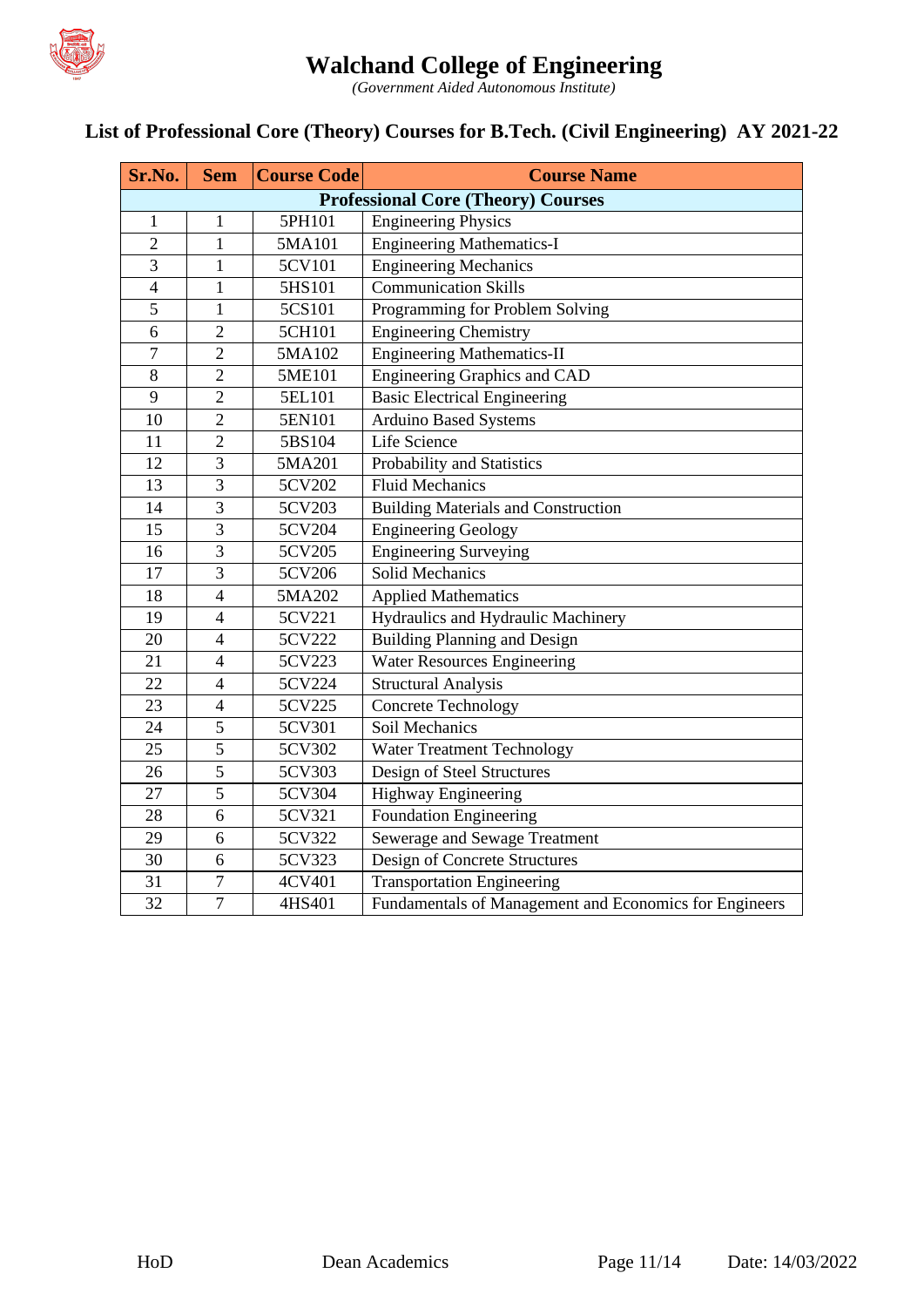# Walchand College of Engineering

*(Government Aided Autonomous Institute)*

## List of Professional Core (Theory) Courses for B.Tech. (Civil Engineering) AY 2021-22

| Sr.No. | Sem | Course Code | Course Name |
|---|---|---|---|
| **Professional Core (Theory) Courses** | | | |
| 1 | 1 | 5PH101 | Engineering Physics |
| 2 | 1 | 5MA101 | Engineering Mathematics-I |
| 3 | 1 | 5CV101 | Engineering Mechanics |
| 4 | 1 | 5HS101 | Communication Skills |
| 5 | 1 | 5CS101 | Programming for Problem Solving |
| 6 | 2 | 5CH101 | Engineering Chemistry |
| 7 | 2 | 5MA102 | Engineering Mathematics-II |
| 8 | 2 | 5ME101 | Engineering Graphics and CAD |
| 9 | 2 | 5EL101 | Basic Electrical Engineering |
| 10 | 2 | 5EN101 | Arduino Based Systems |
| 11 | 2 | 5BS104 | Life Science |
| 12 | 3 | 5MA201 | Probability and Statistics |
| 13 | 3 | 5CV202 | Fluid Mechanics |
| 14 | 3 | 5CV203 | Building Materials and Construction |
| 15 | 3 | 5CV204 | Engineering Geology |
| 16 | 3 | 5CV205 | Engineering Surveying |
| 17 | 3 | 5CV206 | Solid Mechanics |
| 18 | 4 | 5MA202 | Applied Mathematics |
| 19 | 4 | 5CV221 | Hydraulics and Hydraulic Machinery |
| 20 | 4 | 5CV222 | Building Planning and Design |
| 21 | 4 | 5CV223 | Water Resources Engineering |
| 22 | 4 | 5CV224 | Structural Analysis |
| 23 | 4 | 5CV225 | Concrete Technology |
| 24 | 5 | 5CV301 | Soil Mechanics |
| 25 | 5 | 5CV302 | Water Treatment Technology |
| 26 | 5 | 5CV303 | Design of Steel Structures |
| 27 | 5 | 5CV304 | Highway Engineering |
| 28 | 6 | 5CV321 | Foundation Engineering |
| 29 | 6 | 5CV322 | Sewerage and Sewage Treatment |
| 30 | 6 | 5CV323 | Design of Concrete Structures |
| 31 | 7 | 4CV401 | Transportation Engineering |
| 32 | 7 | 4HS401 | Fundamentals of Management and Economics for Engineers |

HoD Dean Academics Date: 14/03/2022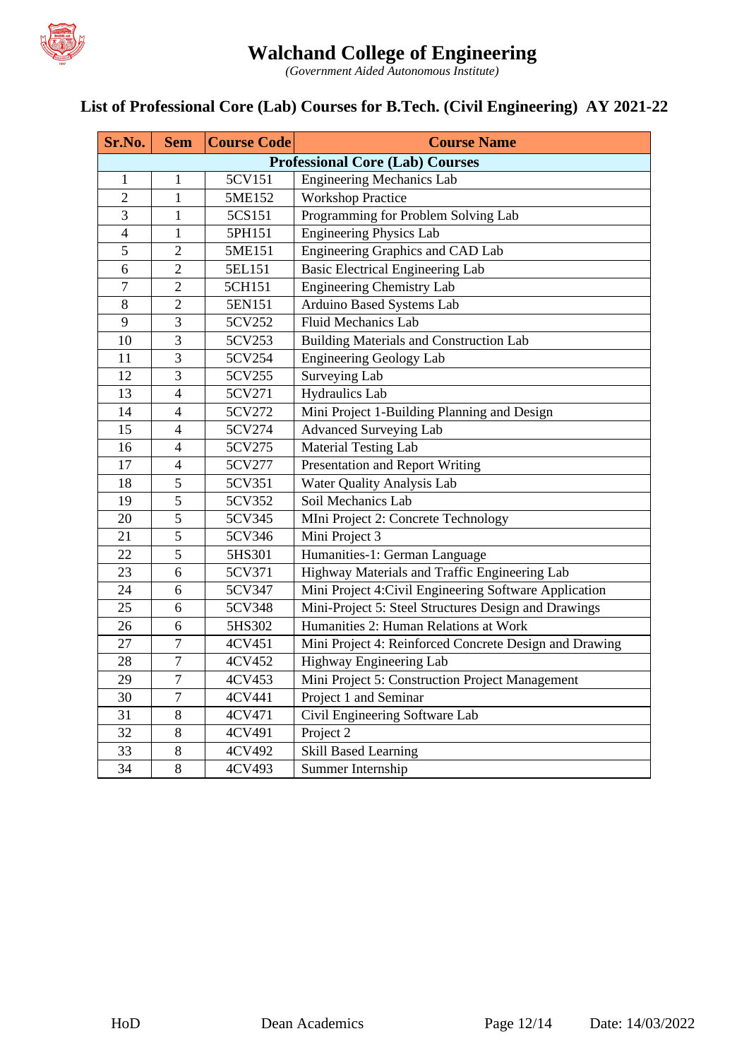# Walchand College of Engineering

*(Government Aided Autonomous Institute)*

## List of Professional Core (Lab) Courses for B.Tech. (Civil Engineering) AY 2021-22

| Sr.No. | Sem | Course Code | Course Name |
|---|---|---|---|
| **Professional Core (Lab) Courses** | | | |
| 1 | 1 | 5CV151 | Engineering Mechanics Lab |
| 2 | 1 | 5ME152 | Workshop Practice |
| 3 | 1 | 5CS151 | Programming for Problem Solving Lab |
| 4 | 1 | 5PH151 | Engineering Physics Lab |
| 5 | 2 | 5ME151 | Engineering Graphics and CAD Lab |
| 6 | 2 | 5EL151 | Basic Electrical Engineering Lab |
| 7 | 2 | 5CH151 | Engineering Chemistry Lab |
| 8 | 2 | 5EN151 | Arduino Based Systems Lab |
| 9 | 3 | 5CV252 | Fluid Mechanics Lab |
| 10 | 3 | 5CV253 | Building Materials and Construction Lab |
| 11 | 3 | 5CV254 | Engineering Geology Lab |
| 12 | 3 | 5CV255 | Surveying Lab |
| 13 | 4 | 5CV271 | Hydraulics Lab |
| 14 | 4 | 5CV272 | Mini Project 1-Building Planning and Design |
| 15 | 4 | 5CV274 | Advanced Surveying Lab |
| 16 | 4 | 5CV275 | Material Testing Lab |
| 17 | 4 | 5CV277 | Presentation and Report Writing |
| 18 | 5 | 5CV351 | Water Quality Analysis Lab |
| 19 | 5 | 5CV352 | Soil Mechanics Lab |
| 20 | 5 | 5CV345 | MIni Project 2: Concrete Technology |
| 21 | 5 | 5CV346 | Mini Project 3 |
| 22 | 5 | 5HS301 | Humanities-1: German Language |
| 23 | 6 | 5CV371 | Highway Materials and Traffic Engineering Lab |
| 24 | 6 | 5CV347 | Mini Project 4:Civil Engineering Software Application |
| 25 | 6 | 5CV348 | Mini-Project 5: Steel Structures Design and Drawings |
| 26 | 6 | 5HS302 | Humanities 2: Human Relations at Work |
| 27 | 7 | 4CV451 | Mini Project 4: Reinforced Concrete Design and Drawing |
| 28 | 7 | 4CV452 | Highway Engineering Lab |
| 29 | 7 | 4CV453 | Mini Project 5: Construction Project Management |
| 30 | 7 | 4CV441 | Project 1 and Seminar |
| 31 | 8 | 4CV471 | Civil Engineering Software Lab |
| 32 | 8 | 4CV491 | Project 2 |
| 33 | 8 | 4CV492 | Skill Based Learning |
| 34 | 8 | 4CV493 | Summer Internship |

HoD Dean Academics Date: 14/03/2022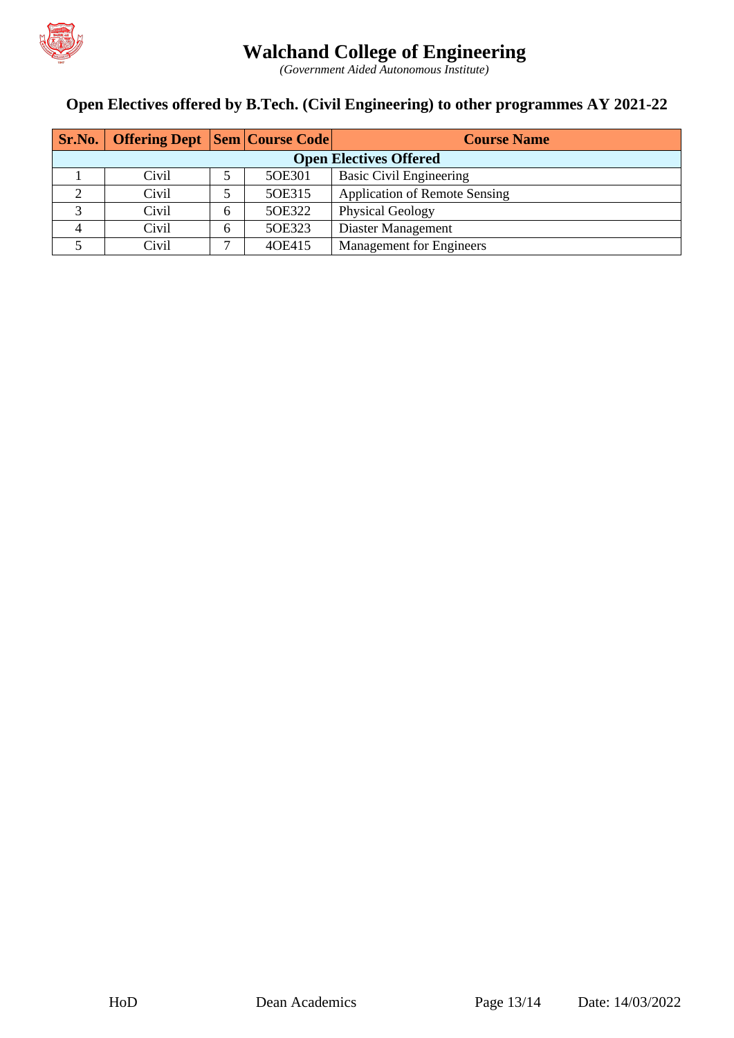# Walchand College of Engineering

*(Government Aided Autonomous Institute)*

## Open Electives offered by B.Tech. (Civil Engineering) to other programmes AY 2021-22

| Sr.No. | Offering Dept | Sem | Course Code | Course Name |
|---|---|---|---|---|
| **Open Electives Offered** | | | | |
| 1 | Civil | 5 | 5OE301 | Basic Civil Engineering |
| 2 | Civil | 5 | 5OE315 | Application of Remote Sensing |
| 3 | Civil | 6 | 5OE322 | Physical Geology |
| 4 | Civil | 6 | 5OE323 | Diaster Management |
| 5 | Civil | 7 | 4OE415 | Management for Engineers |

HoD Dean Academics Date: 14/03/2022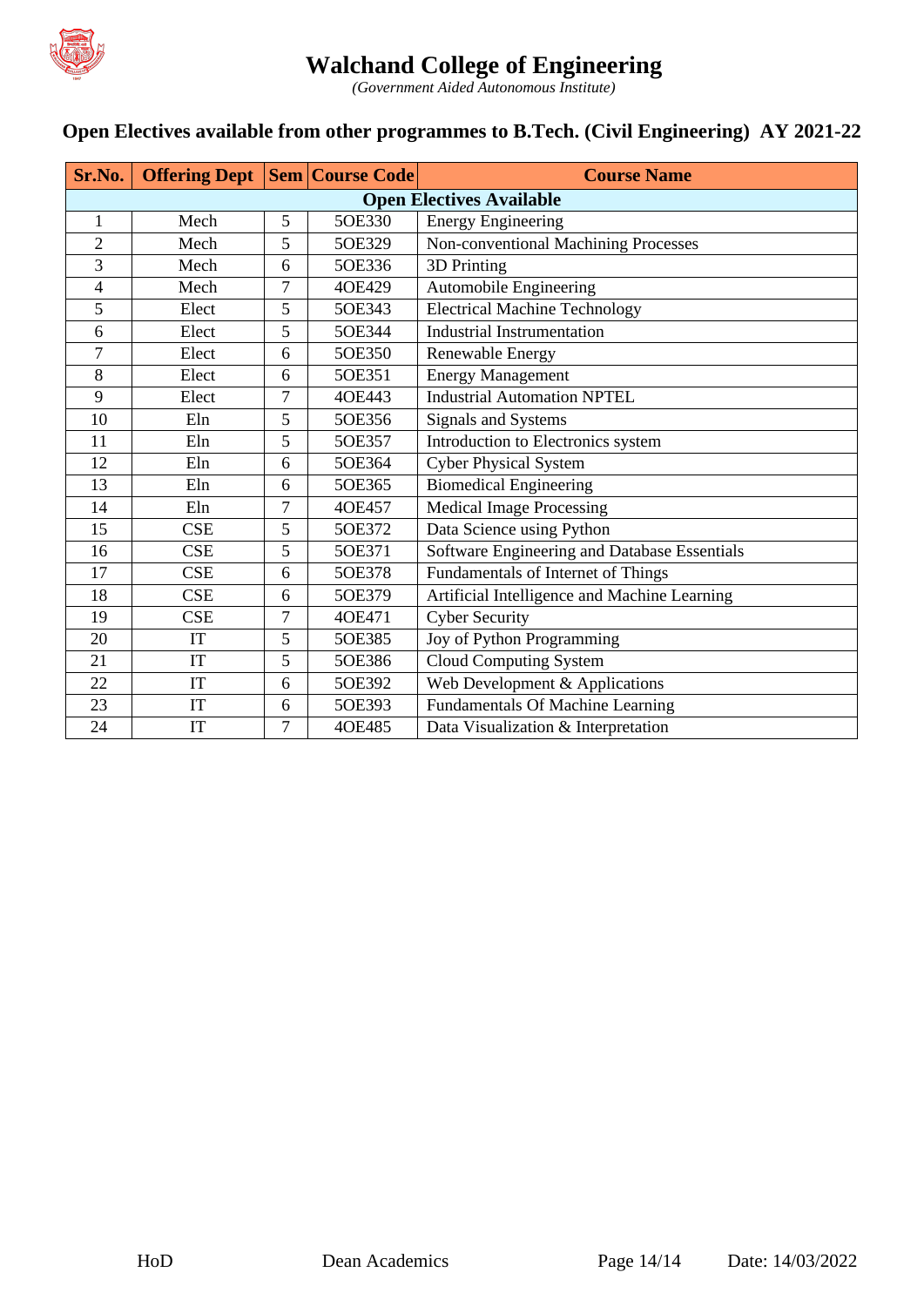# Walchand College of Engineering

*(Government Aided Autonomous Institute)*

## Open Electives available from other programmes to B.Tech. (Civil Engineering) AY 2021-22

| Sr.No. | Offering Dept | Sem | Course Code | Course Name |
|---|---|---|---|---|
| **Open Electives Available** | | | | |
| 1 | Mech | 5 | 5OE330 | Energy Engineering |
| 2 | Mech | 5 | 5OE329 | Non-conventional Machining Processes |
| 3 | Mech | 6 | 5OE336 | 3D Printing |
| 4 | Mech | 7 | 4OE429 | Automobile Engineering |
| 5 | Elect | 5 | 5OE343 | Electrical Machine Technology |
| 6 | Elect | 5 | 5OE344 | Industrial Instrumentation |
| 7 | Elect | 6 | 5OE350 | Renewable Energy |
| 8 | Elect | 6 | 5OE351 | Energy Management |
| 9 | Elect | 7 | 4OE443 | Industrial Automation NPTEL |
| 10 | Eln | 5 | 5OE356 | Signals and Systems |
| 11 | Eln | 5 | 5OE357 | Introduction to Electronics system |
| 12 | Eln | 6 | 5OE364 | Cyber Physical System |
| 13 | Eln | 6 | 5OE365 | Biomedical Engineering |
| 14 | Eln | 7 | 4OE457 | Medical Image Processing |
| 15 | CSE | 5 | 5OE372 | Data Science using Python |
| 16 | CSE | 5 | 5OE371 | Software Engineering and Database Essentials |
| 17 | CSE | 6 | 5OE378 | Fundamentals of Internet of Things |
| 18 | CSE | 6 | 5OE379 | Artificial Intelligence and Machine Learning |
| 19 | CSE | 7 | 4OE471 | Cyber Security |
| 20 | IT | 5 | 5OE385 | Joy of Python Programming |
| 21 | IT | 5 | 5OE386 | Cloud Computing System |
| 22 | IT | 6 | 5OE392 | Web Development & Applications |
| 23 | IT | 6 | 5OE393 | Fundamentals Of Machine Learning |
| 24 | IT | 7 | 4OE485 | Data Visualization & Interpretation |

HoD Dean Academics Date: 14/03/2022